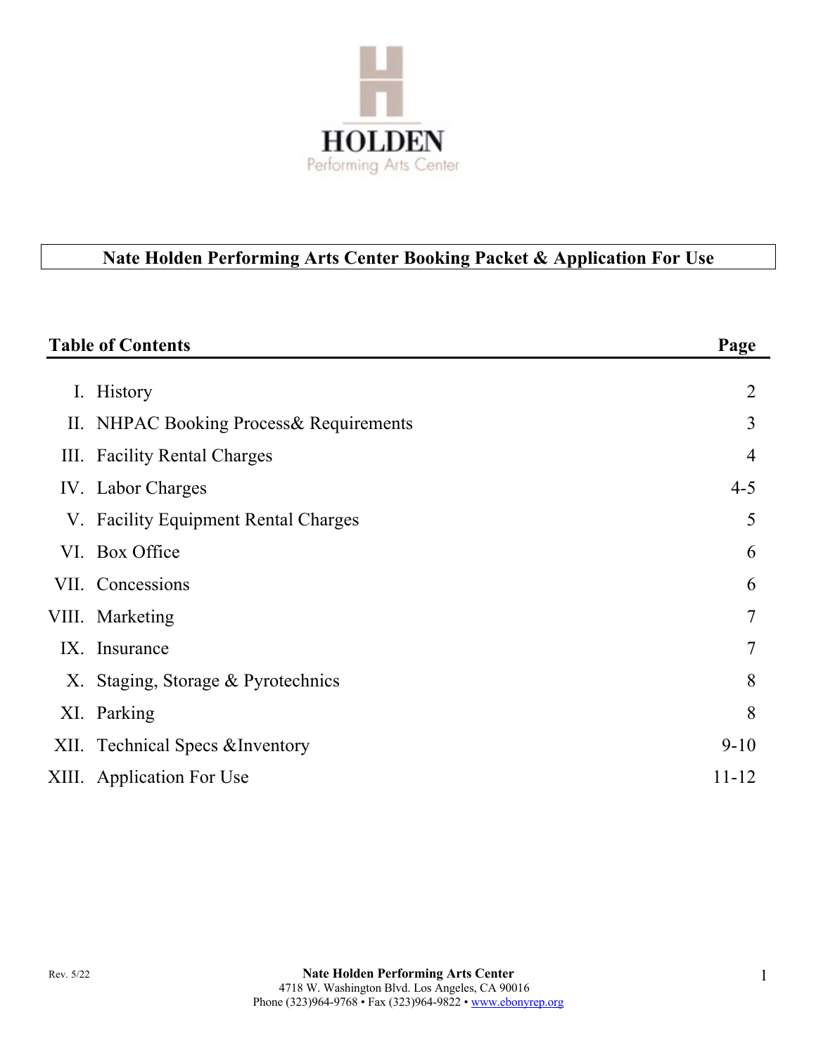HOLDEN
Performing Arts Center

# Nate Holden Performing Arts Center Booking Packet & Application For Use

## Table of Contents

| | Table of Contents | Page |
|---|---|---|
| I. | History | 2 |
| II. | NHPAC Booking Process& Requirements | 3 |
| III. | Facility Rental Charges | 4 |
| IV. | Labor Charges | 4-5 |
| V. | Facility Equipment Rental Charges | 5 |
| VI. | Box Office | 6 |
| VII. | Concessions | 6 |
| VIII. | Marketing | 7 |
| IX. | Insurance | 7 |
| X. | Staging, Storage & Pyrotechnics | 8 |
| XI. | Parking | 8 |
| XII. | Technical Specs &Inventory | 9-10 |
| XIII. | Application For Use | 11-12 |

Rev. 5/22

**Nate Holden Performing Arts Center**
4718 W. Washington Blvd. Los Angeles, CA 90016
Phone (323)964-9768 • Fax (323)964-9822 • www.ebonyrep.org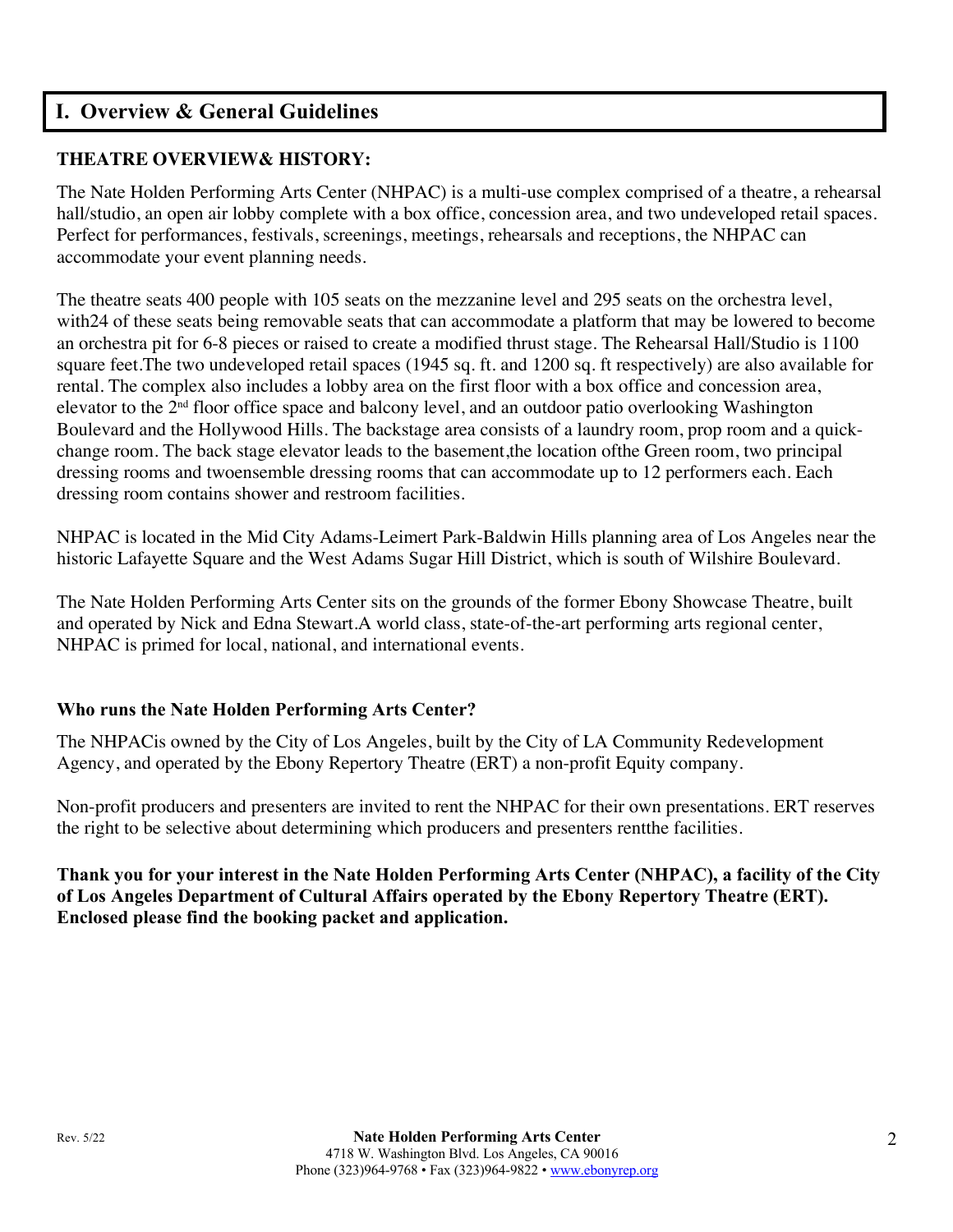## I. Overview & General Guidelines

**THEATRE OVERVIEW& HISTORY:**

The Nate Holden Performing Arts Center (NHPAC) is a multi-use complex comprised of a theatre, a rehearsal hall/studio, an open air lobby complete with a box office, concession area, and two undeveloped retail spaces. Perfect for performances, festivals, screenings, meetings, rehearsals and receptions, the NHPAC can accommodate your event planning needs.

The theatre seats 400 people with 105 seats on the mezzanine level and 295 seats on the orchestra level, with24 of these seats being removable seats that can accommodate a platform that may be lowered to become an orchestra pit for 6-8 pieces or raised to create a modified thrust stage. The Rehearsal Hall/Studio is 1100 square feet.The two undeveloped retail spaces (1945 sq. ft. and 1200 sq. ft respectively) are also available for rental. The complex also includes a lobby area on the first floor with a box office and concession area, elevator to the 2nd floor office space and balcony level, and an outdoor patio overlooking Washington Boulevard and the Hollywood Hills. The backstage area consists of a laundry room, prop room and a quick-change room. The back stage elevator leads to the basement,the location ofthe Green room, two principal dressing rooms and twoensemble dressing rooms that can accommodate up to 12 performers each. Each dressing room contains shower and restroom facilities.

NHPAC is located in the Mid City Adams-Leimert Park-Baldwin Hills planning area of Los Angeles near the historic Lafayette Square and the West Adams Sugar Hill District, which is south of Wilshire Boulevard.

The Nate Holden Performing Arts Center sits on the grounds of the former Ebony Showcase Theatre, built and operated by Nick and Edna Stewart.A world class, state-of-the-art performing arts regional center, NHPAC is primed for local, national, and international events.

**Who runs the Nate Holden Performing Arts Center?**

The NHPACis owned by the City of Los Angeles, built by the City of LA Community Redevelopment Agency, and operated by the Ebony Repertory Theatre (ERT) a non-profit Equity company.

Non-profit producers and presenters are invited to rent the NHPAC for their own presentations. ERT reserves the right to be selective about determining which producers and presenters rentthe facilities.

**Thank you for your interest in the Nate Holden Performing Arts Center (NHPAC), a facility of the City of Los Angeles Department of Cultural Affairs operated by the Ebony Repertory Theatre (ERT). Enclosed please find the booking packet and application.**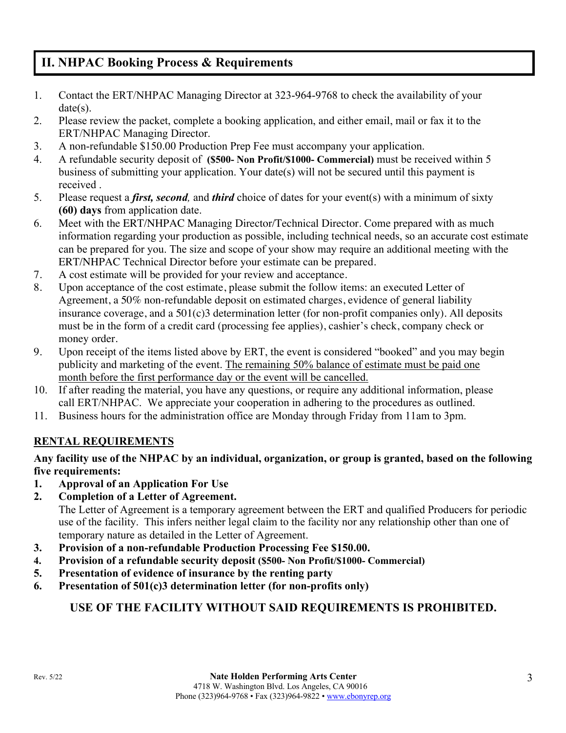## II. NHPAC Booking Process & Requirements

1. Contact the ERT/NHPAC Managing Director at 323-964-9768 to check the availability of your date(s).
2. Please review the packet, complete a booking application, and either email, mail or fax it to the ERT/NHPAC Managing Director.
3. A non-refundable $150.00 Production Prep Fee must accompany your application.
4. A refundable security deposit of **($500- Non Profit/$1000- Commercial)** must be received within 5 business of submitting your application. Your date(s) will not be secured until this payment is received .
5. Please request a ***first, second,*** and ***third*** choice of dates for your event(s) with a minimum of sixty **(60) days** from application date.
6. Meet with the ERT/NHPAC Managing Director/Technical Director. Come prepared with as much information regarding your production as possible, including technical needs, so an accurate cost estimate can be prepared for you. The size and scope of your show may require an additional meeting with the ERT/NHPAC Technical Director before your estimate can be prepared.
7. A cost estimate will be provided for your review and acceptance.
8. Upon acceptance of the cost estimate, please submit the follow items: an executed Letter of Agreement, a 50% non-refundable deposit on estimated charges, evidence of general liability insurance coverage, and a 501(c)3 determination letter (for non-profit companies only). All deposits must be in the form of a credit card (processing fee applies), cashier's check, company check or money order.
9. Upon receipt of the items listed above by ERT, the event is considered "booked" and you may begin publicity and marketing of the event. <u>The remaining 50% balance of estimate must be paid one month before the first performance day or the event will be cancelled.</u>
10. If after reading the material, you have any questions, or require any additional information, please call ERT/NHPAC. We appreciate your cooperation in adhering to the procedures as outlined.
11. Business hours for the administration office are Monday through Friday from 11am to 3pm.

### <u>RENTAL REQUIREMENTS</u>

**Any facility use of the NHPAC by an individual, organization, or group is granted, based on the following five requirements:**

1. **Approval of an Application For Use**
2. **Completion of a Letter of Agreement.**
   The Letter of Agreement is a temporary agreement between the ERT and qualified Producers for periodic use of the facility. This infers neither legal claim to the facility nor any relationship other than one of temporary nature as detailed in the Letter of Agreement.
3. **Provision of a non-refundable Production Processing Fee $150.00.**
4. **Provision of a refundable security deposit ($500- Non Profit/$1000- Commercial)**
5. **Presentation of evidence of insurance by the renting party**
6. **Presentation of 501(c)3 determination letter (for non-profits only)**

**USE OF THE FACILITY WITHOUT SAID REQUIREMENTS IS PROHIBITED.**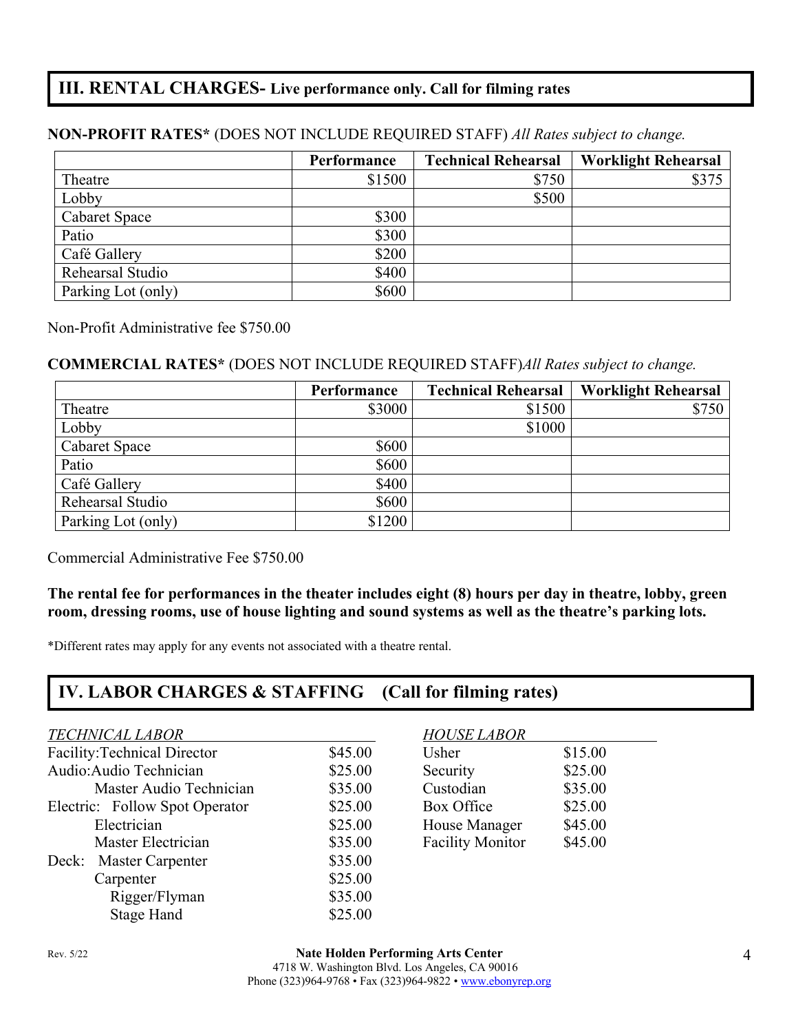## III. RENTAL CHARGES- Live performance only. Call for filming rates

**NON-PROFIT RATES*** (DOES NOT INCLUDE REQUIRED STAFF) *All Rates subject to change.*

| | Performance | Technical Rehearsal | Worklight Rehearsal |
|---|---|---|---|
| Theatre | $1500 | $750 | $375 |
| Lobby | | $500 | |
| Cabaret Space | $300 | | |
| Patio | $300 | | |
| Café Gallery | $200 | | |
| Rehearsal Studio | $400 | | |
| Parking Lot (only) | $600 | | |

Non-Profit Administrative fee $750.00

**COMMERCIAL RATES*** (DOES NOT INCLUDE REQUIRED STAFF)*All Rates subject to change.*

| | Performance | Technical Rehearsal | Worklight Rehearsal |
|---|---|---|---|
| Theatre | $3000 | $1500 | $750 |
| Lobby | | $1000 | |
| Cabaret Space | $600 | | |
| Patio | $600 | | |
| Café Gallery | $400 | | |
| Rehearsal Studio | $600 | | |
| Parking Lot (only) | $1200 | | |

Commercial Administrative Fee $750.00

**The rental fee for performances in the theater includes eight (8) hours per day in theatre, lobby, green room, dressing rooms, use of house lighting and sound systems as well as the theatre's parking lots.**

*Different rates may apply for any events not associated with a theatre rental.

## IV. LABOR CHARGES & STAFFING (Call for filming rates)

| *TECHNICAL LABOR* | |
|---|---|
| Facility: Technical Director | $45.00 |
| Audio: Audio Technician | $25.00 |
| Master Audio Technician | $35.00 |
| Electric: Follow Spot Operator | $25.00 |
| Electrician | $25.00 |
| Master Electrician | $35.00 |
| Deck: Master Carpenter | $35.00 |
| Carpenter | $25.00 |
| Rigger/Flyman | $35.00 |
| Stage Hand | $25.00 |

| *HOUSE LABOR* | |
|---|---|
| Usher | $15.00 |
| Security | $25.00 |
| Custodian | $35.00 |
| Box Office | $25.00 |
| House Manager | $45.00 |
| Facility Monitor | $45.00 |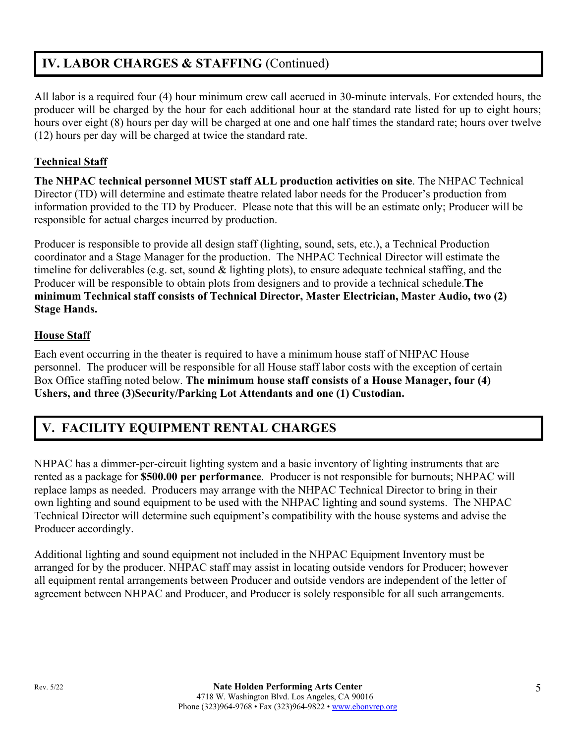## IV. LABOR CHARGES & STAFFING (Continued)

All labor is a required four (4) hour minimum crew call accrued in 30-minute intervals. For extended hours, the producer will be charged by the hour for each additional hour at the standard rate listed for up to eight hours; hours over eight (8) hours per day will be charged at one and one half times the standard rate; hours over twelve (12) hours per day will be charged at twice the standard rate.

### Technical Staff

**The NHPAC technical personnel MUST staff ALL production activities on site**. The NHPAC Technical Director (TD) will determine and estimate theatre related labor needs for the Producer's production from information provided to the TD by Producer. Please note that this will be an estimate only; Producer will be responsible for actual charges incurred by production.

Producer is responsible to provide all design staff (lighting, sound, sets, etc.), a Technical Production coordinator and a Stage Manager for the production. The NHPAC Technical Director will estimate the timeline for deliverables (e.g. set, sound & lighting plots), to ensure adequate technical staffing, and the Producer will be responsible to obtain plots from designers and to provide a technical schedule.**The minimum Technical staff consists of Technical Director, Master Electrician, Master Audio, two (2) Stage Hands.**

### House Staff

Each event occurring in the theater is required to have a minimum house staff of NHPAC House personnel. The producer will be responsible for all House staff labor costs with the exception of certain Box Office staffing noted below. **The minimum house staff consists of a House Manager, four (4) Ushers, and three (3)Security/Parking Lot Attendants and one (1) Custodian.**

## V. FACILITY EQUIPMENT RENTAL CHARGES

NHPAC has a dimmer-per-circuit lighting system and a basic inventory of lighting instruments that are rented as a package for **$500.00 per performance**. Producer is not responsible for burnouts; NHPAC will replace lamps as needed. Producers may arrange with the NHPAC Technical Director to bring in their own lighting and sound equipment to be used with the NHPAC lighting and sound systems. The NHPAC Technical Director will determine such equipment's compatibility with the house systems and advise the Producer accordingly.

Additional lighting and sound equipment not included in the NHPAC Equipment Inventory must be arranged for by the producer. NHPAC staff may assist in locating outside vendors for Producer; however all equipment rental arrangements between Producer and outside vendors are independent of the letter of agreement between NHPAC and Producer, and Producer is solely responsible for all such arrangements.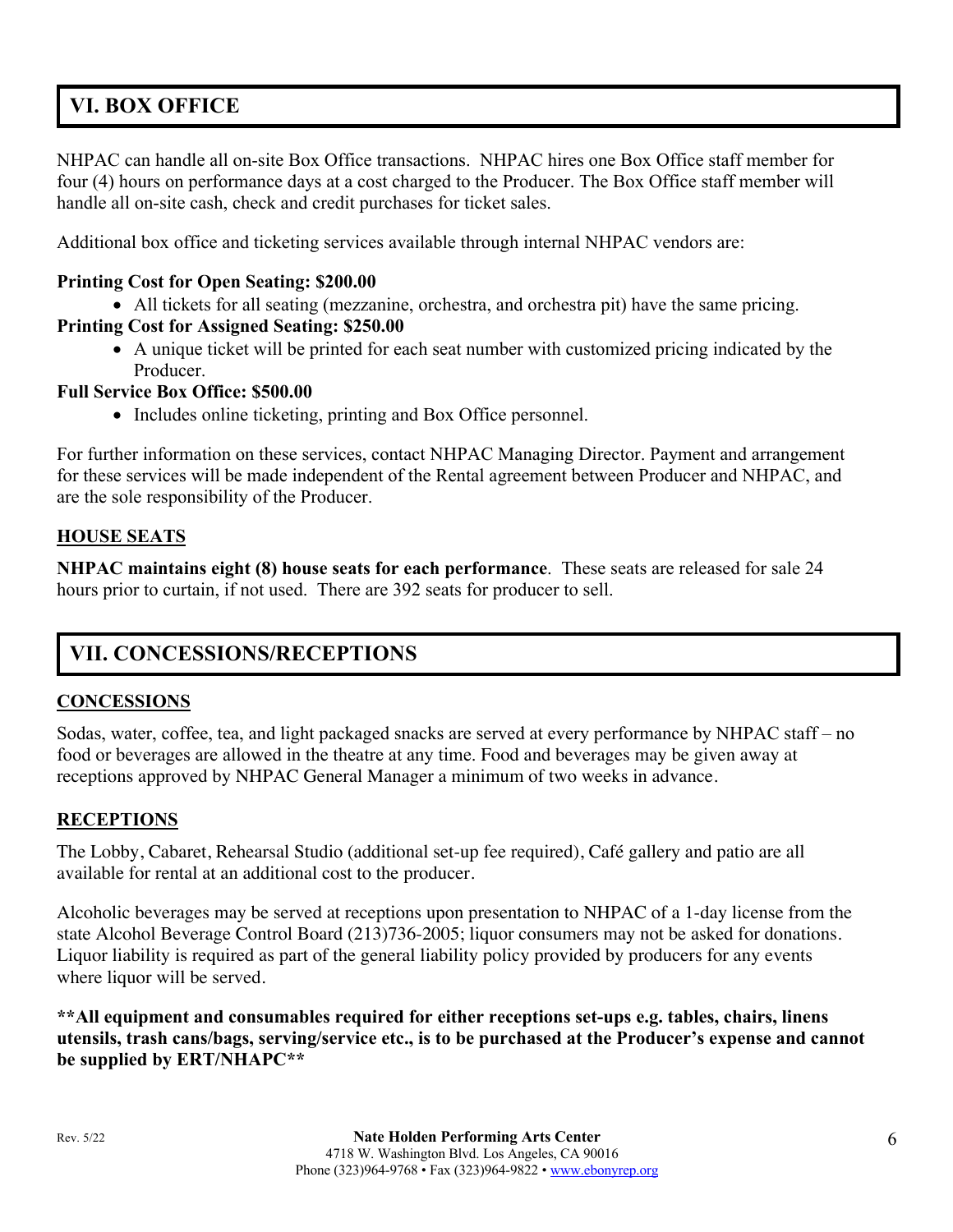## VI. BOX OFFICE

NHPAC can handle all on-site Box Office transactions. NHPAC hires one Box Office staff member for four (4) hours on performance days at a cost charged to the Producer. The Box Office staff member will handle all on-site cash, check and credit purchases for ticket sales.

Additional box office and ticketing services available through internal NHPAC vendors are:

**Printing Cost for Open Seating: $200.00**

- All tickets for all seating (mezzanine, orchestra, and orchestra pit) have the same pricing.

**Printing Cost for Assigned Seating: $250.00**

- A unique ticket will be printed for each seat number with customized pricing indicated by the Producer.

**Full Service Box Office: $500.00**

- Includes online ticketing, printing and Box Office personnel.

For further information on these services, contact NHPAC Managing Director. Payment and arrangement for these services will be made independent of the Rental agreement between Producer and NHPAC, and are the sole responsibility of the Producer.

### HOUSE SEATS

**NHPAC maintains eight (8) house seats for each performance**. These seats are released for sale 24 hours prior to curtain, if not used. There are 392 seats for producer to sell.

## VII. CONCESSIONS/RECEPTIONS

### CONCESSIONS

Sodas, water, coffee, tea, and light packaged snacks are served at every performance by NHPAC staff – no food or beverages are allowed in the theatre at any time. Food and beverages may be given away at receptions approved by NHPAC General Manager a minimum of two weeks in advance.

### RECEPTIONS

The Lobby, Cabaret, Rehearsal Studio (additional set-up fee required), Café gallery and patio are all available for rental at an additional cost to the producer.

Alcoholic beverages may be served at receptions upon presentation to NHPAC of a 1-day license from the state Alcohol Beverage Control Board (213)736-2005; liquor consumers may not be asked for donations. Liquor liability is required as part of the general liability policy provided by producers for any events where liquor will be served.

**\*\*All equipment and consumables required for either receptions set-ups e.g. tables, chairs, linens utensils, trash cans/bags, serving/service etc., is to be purchased at the Producer's expense and cannot be supplied by ERT/NHAPC\*\***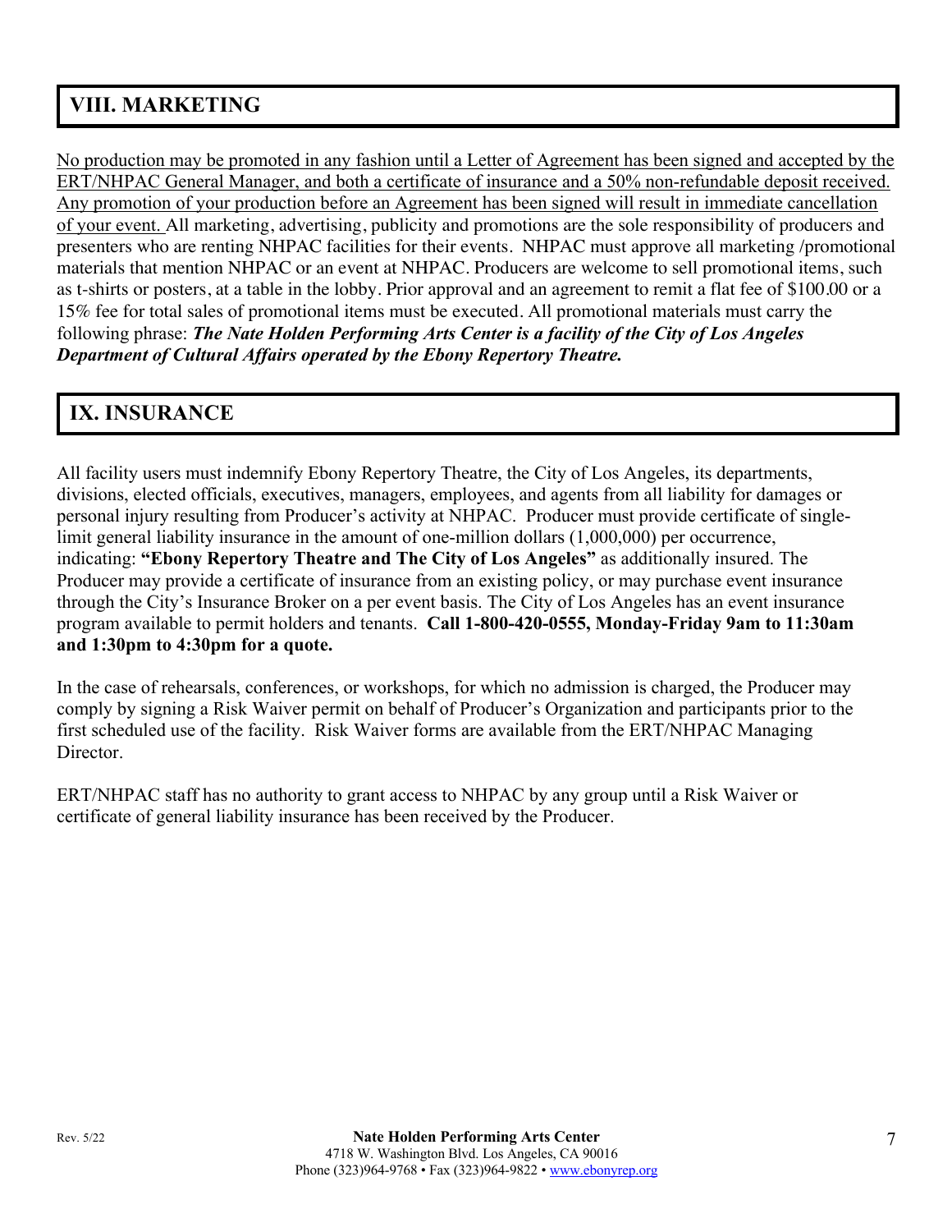## VIII. MARKETING

<u>No production may be promoted in any fashion until a Letter of Agreement has been signed and accepted by the ERT/NHPAC General Manager, and both a certificate of insurance and a 50% non-refundable deposit received. Any promotion of your production before an Agreement has been signed will result in immediate cancellation of your event.</u> All marketing, advertising, publicity and promotions are the sole responsibility of producers and presenters who are renting NHPAC facilities for their events. NHPAC must approve all marketing /promotional materials that mention NHPAC or an event at NHPAC. Producers are welcome to sell promotional items, such as t-shirts or posters, at a table in the lobby. Prior approval and an agreement to remit a flat fee of $100.00 or a 15% fee for total sales of promotional items must be executed. All promotional materials must carry the following phrase: ***The Nate Holden Performing Arts Center is a facility of the City of Los Angeles Department of Cultural Affairs operated by the Ebony Repertory Theatre.***

## IX. INSURANCE

All facility users must indemnify Ebony Repertory Theatre, the City of Los Angeles, its departments, divisions, elected officials, executives, managers, employees, and agents from all liability for damages or personal injury resulting from Producer's activity at NHPAC. Producer must provide certificate of single-limit general liability insurance in the amount of one-million dollars (1,000,000) per occurrence, indicating: **"Ebony Repertory Theatre and The City of Los Angeles"** as additionally insured. The Producer may provide a certificate of insurance from an existing policy, or may purchase event insurance through the City's Insurance Broker on a per event basis. The City of Los Angeles has an event insurance program available to permit holders and tenants. **Call 1-800-420-0555, Monday-Friday 9am to 11:30am and 1:30pm to 4:30pm for a quote.**

In the case of rehearsals, conferences, or workshops, for which no admission is charged, the Producer may comply by signing a Risk Waiver permit on behalf of Producer's Organization and participants prior to the first scheduled use of the facility. Risk Waiver forms are available from the ERT/NHPAC Managing Director.

ERT/NHPAC staff has no authority to grant access to NHPAC by any group until a Risk Waiver or certificate of general liability insurance has been received by the Producer.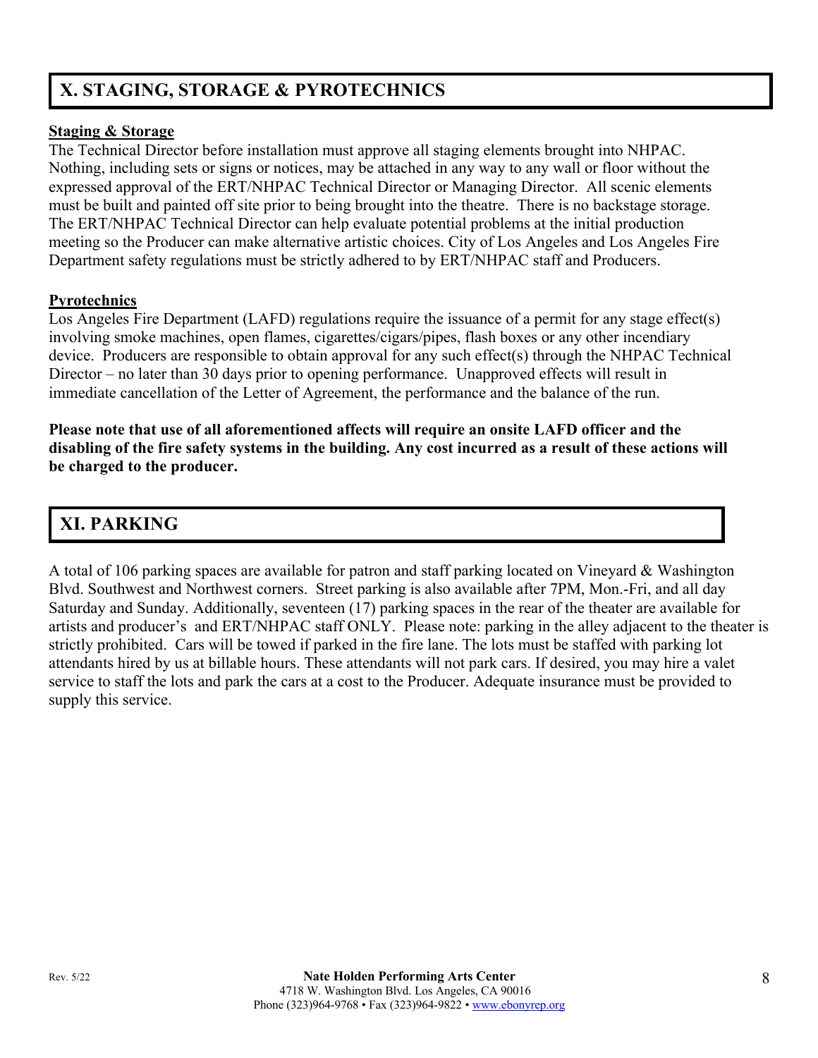## X. STAGING, STORAGE & PYROTECHNICS

**Staging & Storage**

The Technical Director before installation must approve all staging elements brought into NHPAC. Nothing, including sets or signs or notices, may be attached in any way to any wall or floor without the expressed approval of the ERT/NHPAC Technical Director or Managing Director. All scenic elements must be built and painted off site prior to being brought into the theatre. There is no backstage storage. The ERT/NHPAC Technical Director can help evaluate potential problems at the initial production meeting so the Producer can make alternative artistic choices. City of Los Angeles and Los Angeles Fire Department safety regulations must be strictly adhered to by ERT/NHPAC staff and Producers.

**Pyrotechnics**

Los Angeles Fire Department (LAFD) regulations require the issuance of a permit for any stage effect(s) involving smoke machines, open flames, cigarettes/cigars/pipes, flash boxes or any other incendiary device. Producers are responsible to obtain approval for any such effect(s) through the NHPAC Technical Director – no later than 30 days prior to opening performance. Unapproved effects will result in immediate cancellation of the Letter of Agreement, the performance and the balance of the run.

**Please note that use of all aforementioned affects will require an onsite LAFD officer and the disabling of the fire safety systems in the building. Any cost incurred as a result of these actions will be charged to the producer.**

## XI. PARKING

A total of 106 parking spaces are available for patron and staff parking located on Vineyard & Washington Blvd. Southwest and Northwest corners. Street parking is also available after 7PM, Mon.-Fri, and all day Saturday and Sunday. Additionally, seventeen (17) parking spaces in the rear of the theater are available for artists and producer's and ERT/NHPAC staff ONLY. Please note: parking in the alley adjacent to the theater is strictly prohibited. Cars will be towed if parked in the fire lane. The lots must be staffed with parking lot attendants hired by us at billable hours. These attendants will not park cars. If desired, you may hire a valet service to staff the lots and park the cars at a cost to the Producer. Adequate insurance must be provided to supply this service.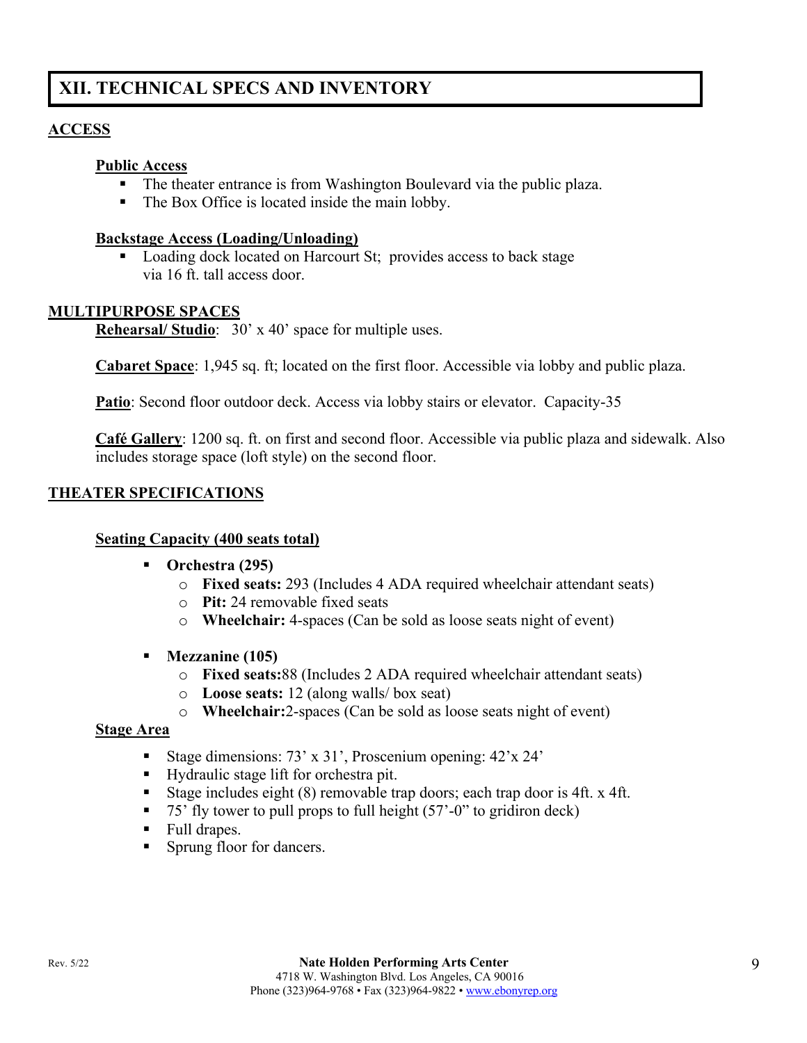## XII. TECHNICAL SPECS AND INVENTORY

### ACCESS

**Public Access**

- The theater entrance is from Washington Boulevard via the public plaza.
- The Box Office is located inside the main lobby.

**Backstage Access (Loading/Unloading)**

- Loading dock located on Harcourt St; provides access to back stage via 16 ft. tall access door.

### MULTIPURPOSE SPACES

**Rehearsal/ Studio**: 30' x 40' space for multiple uses.

**Cabaret Space**: 1,945 sq. ft; located on the first floor. Accessible via lobby and public plaza.

**Patio**: Second floor outdoor deck. Access via lobby stairs or elevator. Capacity-35

**Café Gallery**: 1200 sq. ft. on first and second floor. Accessible via public plaza and sidewalk. Also includes storage space (loft style) on the second floor.

### THEATER SPECIFICATIONS

**Seating Capacity (400 seats total)**

- **Orchestra (295)**
  - **Fixed seats:** 293 (Includes 4 ADA required wheelchair attendant seats)
  - **Pit:** 24 removable fixed seats
  - **Wheelchair:** 4-spaces (Can be sold as loose seats night of event)
- **Mezzanine (105)**
  - **Fixed seats:** 88 (Includes 2 ADA required wheelchair attendant seats)
  - **Loose seats:** 12 (along walls/ box seat)
  - **Wheelchair:** 2-spaces (Can be sold as loose seats night of event)

**Stage Area**

- Stage dimensions: 73' x 31', Proscenium opening: 42'x 24'
- Hydraulic stage lift for orchestra pit.
- Stage includes eight (8) removable trap doors; each trap door is 4ft. x 4ft.
- 75' fly tower to pull props to full height (57'-0" to gridiron deck)
- Full drapes.
- Sprung floor for dancers.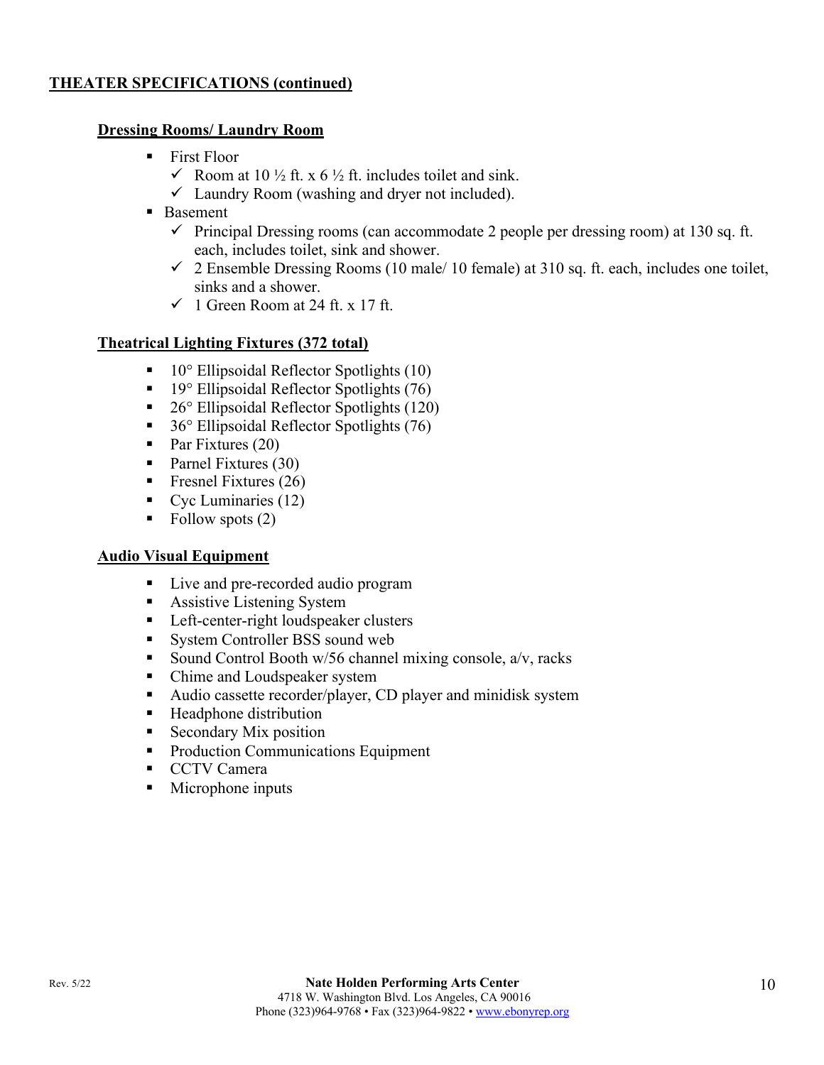**THEATER SPECIFICATIONS (continued)**

**Dressing Rooms/ Laundry Room**

- First Floor
  - ✓ Room at 10 ½ ft. x 6 ½ ft. includes toilet and sink.
  - ✓ Laundry Room (washing and dryer not included).
- Basement
  - ✓ Principal Dressing rooms (can accommodate 2 people per dressing room) at 130 sq. ft. each, includes toilet, sink and shower.
  - ✓ 2 Ensemble Dressing Rooms (10 male/ 10 female) at 310 sq. ft. each, includes one toilet, sinks and a shower.
  - ✓ 1 Green Room at 24 ft. x 17 ft.

**Theatrical Lighting Fixtures (372 total)**

- 10° Ellipsoidal Reflector Spotlights (10)
- 19° Ellipsoidal Reflector Spotlights (76)
- 26° Ellipsoidal Reflector Spotlights (120)
- 36° Ellipsoidal Reflector Spotlights (76)
- Par Fixtures (20)
- Parnel Fixtures (30)
- Fresnel Fixtures (26)
- Cyc Luminaries (12)
- Follow spots (2)

**Audio Visual Equipment**

- Live and pre-recorded audio program
- Assistive Listening System
- Left-center-right loudspeaker clusters
- System Controller BSS sound web
- Sound Control Booth w/56 channel mixing console, a/v, racks
- Chime and Loudspeaker system
- Audio cassette recorder/player, CD player and minidisk system
- Headphone distribution
- Secondary Mix position
- Production Communications Equipment
- CCTV Camera
- Microphone inputs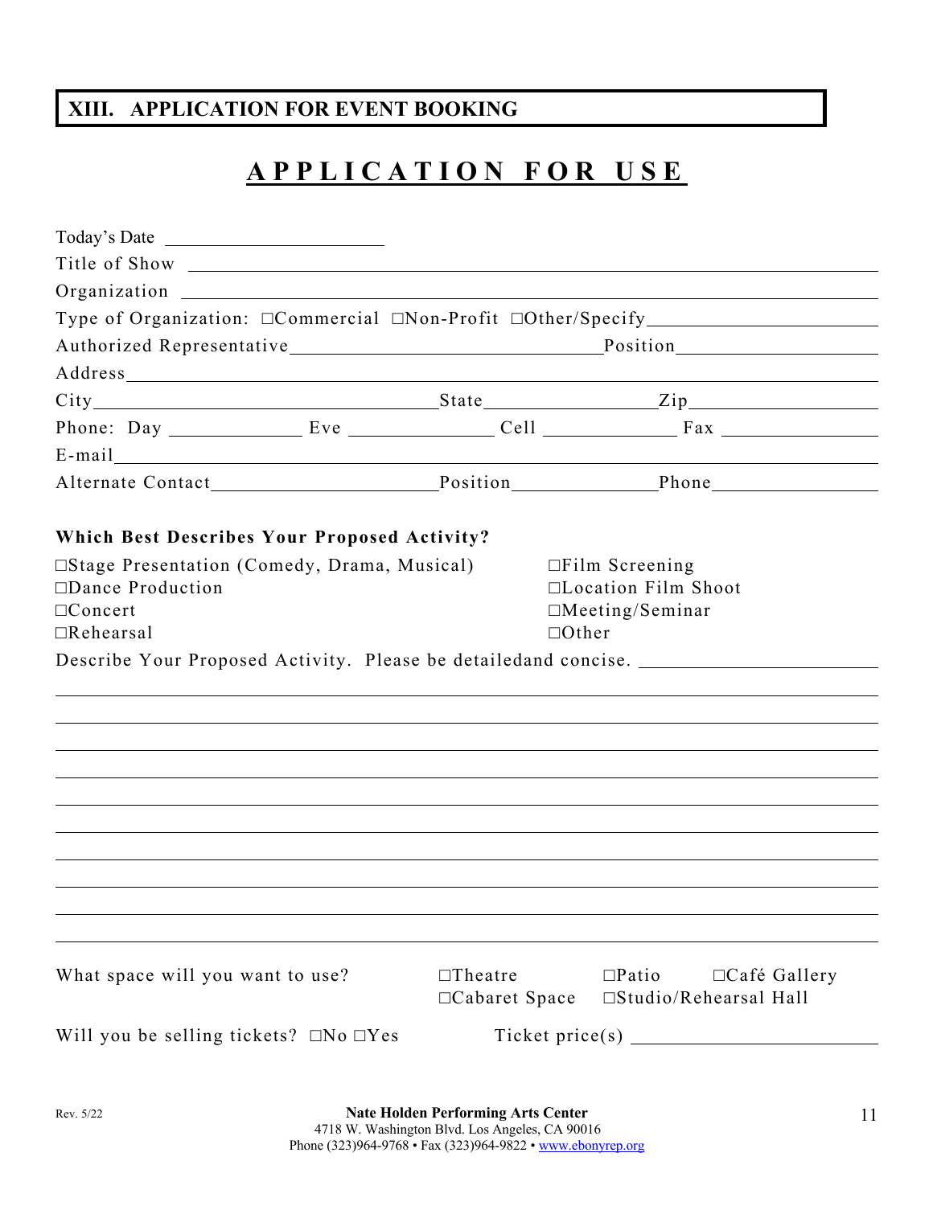## XIII. APPLICATION FOR EVENT BOOKING

# APPLICATION FOR USE

Today's Date ______________________

Title of Show ______________________________________________

Organization ______________________________________________

Type of Organization: ☐Commercial ☐Non-Profit ☐Other/Specify____________________

Authorized Representative______________________________Position____________________

Address______________________________________________

City______________________________State________________Zip__________________

Phone: Day _____________ Eve _______________ Cell _____________ Fax _______________

E-mail______________________________________________

Alternate Contact______________________Position______________Phone________________

**Which Best Describes Your Proposed Activity?**

☐Stage Presentation (Comedy, Drama, Musical)
☐Dance Production
☐Concert
☐Rehearsal
☐Film Screening
☐Location Film Shoot
☐Meeting/Seminar
☐Other

Describe Your Proposed Activity. Please be detailedand concise. ______________________

______________________________________________

______________________________________________

______________________________________________

______________________________________________

______________________________________________

______________________________________________

______________________________________________

______________________________________________

______________________________________________

______________________________________________

What space will you want to use? ☐Theatre ☐Patio ☐Café Gallery ☐Cabaret Space ☐Studio/Rehearsal Hall

Will you be selling tickets? ☐No ☐Yes Ticket price(s) ______________________

Rev. 5/22

**Nate Holden Performing Arts Center**
4718 W. Washington Blvd. Los Angeles, CA 90016
Phone (323)964-9768 • Fax (323)964-9822 • www.ebonyrep.org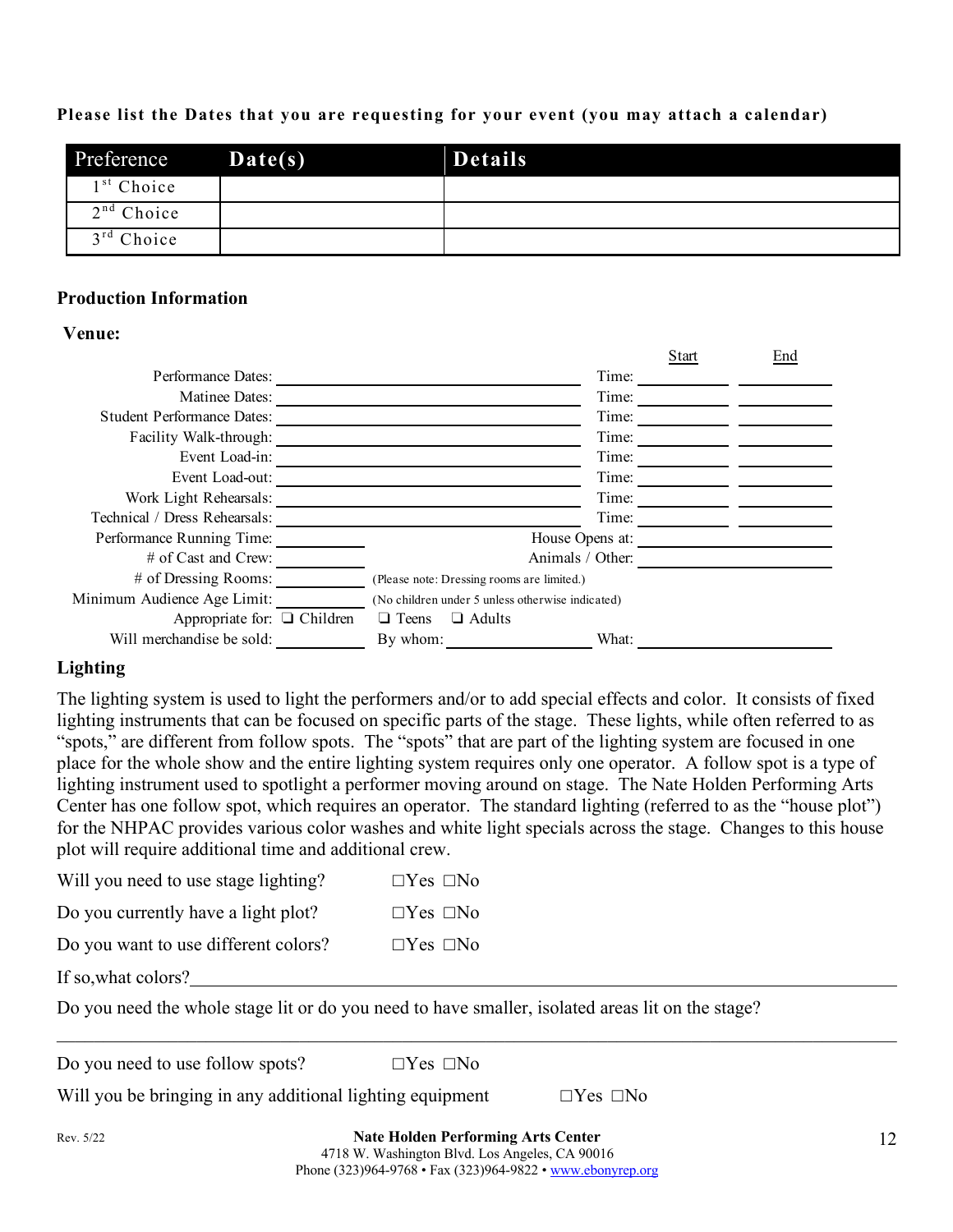**Please list the Dates that you are requesting for your event (you may attach a calendar)**

| Preference | Date(s) | Details |
|---|---|---|
| 1st Choice | | |
| 2nd Choice | | |
| 3rd Choice | | |

### Production Information

**Venue:**

| | | | Start | End |
|---|---|---|---|---|
| Performance Dates: | | Time: | | |
| Matinee Dates: | | Time: | | |
| Student Performance Dates: | | Time: | | |
| Facility Walk-through: | | Time: | | |
| Event Load-in: | | Time: | | |
| Event Load-out: | | Time: | | |
| Work Light Rehearsals: | | Time: | | |
| Technical / Dress Rehearsals: | | Time: | | |

Performance Running Time: ________ House Opens at: ________

# of Cast and Crew: ________ Animals / Other: ________

# of Dressing Rooms: ________ (Please note: Dressing rooms are limited.)

Minimum Audience Age Limit: ________ (No children under 5 unless otherwise indicated)

Appropriate for: ❑ Children ❑ Teens ❑ Adults

Will merchandise be sold: ________ By whom: ________ What: ________

### Lighting

The lighting system is used to light the performers and/or to add special effects and color. It consists of fixed lighting instruments that can be focused on specific parts of the stage. These lights, while often referred to as "spots," are different from follow spots. The "spots" that are part of the lighting system are focused in one place for the whole show and the entire lighting system requires only one operator. A follow spot is a type of lighting instrument used to spotlight a performer moving around on stage. The Nate Holden Performing Arts Center has one follow spot, which requires an operator. The standard lighting (referred to as the "house plot") for the NHPAC provides various color washes and white light specials across the stage. Changes to this house plot will require additional time and additional crew.

Will you need to use stage lighting? ☐Yes ☐No

Do you currently have a light plot? ☐Yes ☐No

Do you want to use different colors? ☐Yes ☐No

If so,what colors?________________________________________

Do you need the whole stage lit or do you need to have smaller, isolated areas lit on the stage?

________________________________________

Do you need to use follow spots? ☐Yes ☐No

Will you be bringing in any additional lighting equipment ☐Yes ☐No

Rev. 5/22

**Nate Holden Performing Arts Center**
4718 W. Washington Blvd. Los Angeles, CA 90016
Phone (323)964-9768 • Fax (323)964-9822 • www.ebonyrep.org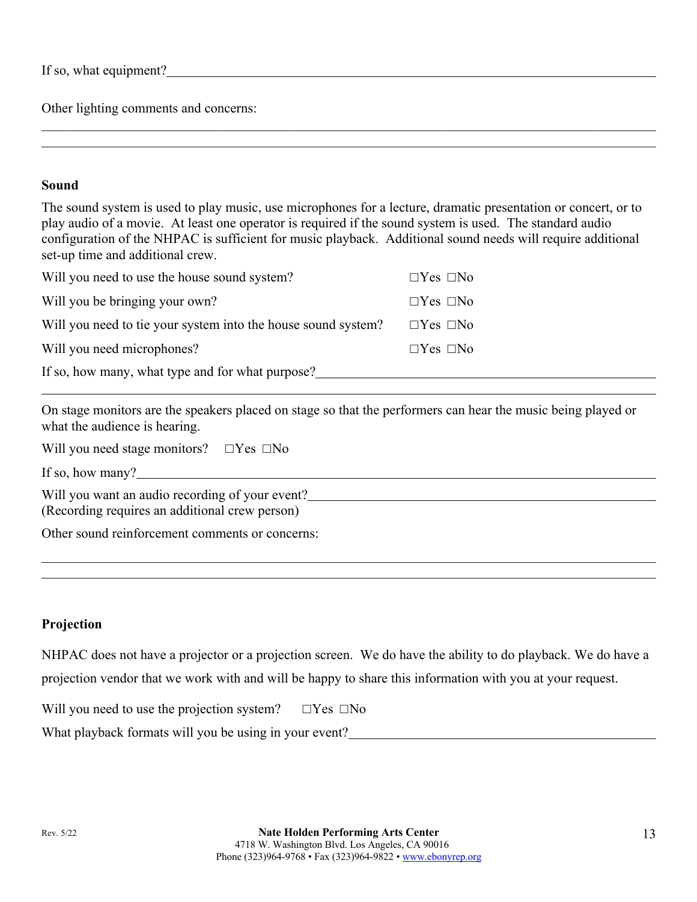If so, what equipment?\_\_\_\_\_\_\_\_\_\_\_\_\_\_\_\_\_\_\_\_\_\_\_\_\_\_\_\_\_\_\_\_\_\_\_\_\_\_\_\_\_\_\_\_\_\_\_\_\_\_

Other lighting comments and concerns:

\_\_\_\_\_\_\_\_\_\_\_\_\_\_\_\_\_\_\_\_\_\_\_\_\_\_\_\_\_\_\_\_\_\_\_\_\_\_\_\_\_\_\_\_\_\_\_\_\_\_\_\_\_\_\_\_\_\_\_\_\_\_\_\_\_\_\_\_\_\_

\_\_\_\_\_\_\_\_\_\_\_\_\_\_\_\_\_\_\_\_\_\_\_\_\_\_\_\_\_\_\_\_\_\_\_\_\_\_\_\_\_\_\_\_\_\_\_\_\_\_\_\_\_\_\_\_\_\_\_\_\_\_\_\_\_\_\_\_\_\_

**Sound**

The sound system is used to play music, use microphones for a lecture, dramatic presentation or concert, or to play audio of a movie. At least one operator is required if the sound system is used. The standard audio configuration of the NHPAC is sufficient for music playback. Additional sound needs will require additional set-up time and additional crew.

Will you need to use the house sound system? ☐Yes ☐No

Will you be bringing your own? ☐Yes ☐No

Will you need to tie your system into the house sound system? ☐Yes ☐No

Will you need microphones? ☐Yes ☐No

If so, how many, what type and for what purpose?\_\_\_\_\_\_\_\_\_\_\_\_\_\_\_\_\_\_\_\_\_\_\_\_\_\_\_\_\_\_\_\_\_\_\_\_

\_\_\_\_\_\_\_\_\_\_\_\_\_\_\_\_\_\_\_\_\_\_\_\_\_\_\_\_\_\_\_\_\_\_\_\_\_\_\_\_\_\_\_\_\_\_\_\_\_\_\_\_\_\_\_\_\_\_\_\_\_\_\_\_\_\_\_\_\_\_

On stage monitors are the speakers placed on stage so that the performers can hear the music being played or what the audience is hearing.

Will you need stage monitors? ☐Yes ☐No

If so, how many?\_\_\_\_\_\_\_\_\_\_\_\_\_\_\_\_\_\_\_\_\_\_\_\_\_\_\_\_\_\_\_\_\_\_\_\_\_\_\_\_\_\_\_\_\_\_\_\_\_\_\_\_\_\_\_\_\_\_\_\_

Will you want an audio recording of your event?\_\_\_\_\_\_\_\_\_\_\_\_\_\_\_\_\_\_\_\_\_\_\_\_\_\_\_\_\_\_\_\_\_\_\_\_\_\_
(Recording requires an additional crew person)

Other sound reinforcement comments or concerns:

\_\_\_\_\_\_\_\_\_\_\_\_\_\_\_\_\_\_\_\_\_\_\_\_\_\_\_\_\_\_\_\_\_\_\_\_\_\_\_\_\_\_\_\_\_\_\_\_\_\_\_\_\_\_\_\_\_\_\_\_\_\_\_\_\_\_\_\_\_\_

\_\_\_\_\_\_\_\_\_\_\_\_\_\_\_\_\_\_\_\_\_\_\_\_\_\_\_\_\_\_\_\_\_\_\_\_\_\_\_\_\_\_\_\_\_\_\_\_\_\_\_\_\_\_\_\_\_\_\_\_\_\_\_\_\_\_\_\_\_\_

**Projection**

NHPAC does not have a projector or a projection screen. We do have the ability to do playback. We do have a projection vendor that we work with and will be happy to share this information with you at your request.

Will you need to use the projection system? ☐Yes ☐No

What playback formats will you be using in your event?\_\_\_\_\_\_\_\_\_\_\_\_\_\_\_\_\_\_\_\_\_\_\_\_\_\_\_\_\_\_\_\_\_

Rev. 5/22

**Nate Holden Performing Arts Center**
4718 W. Washington Blvd. Los Angeles, CA 90016
Phone (323)964-9768 • Fax (323)964-9822 • www.ebonyrep.org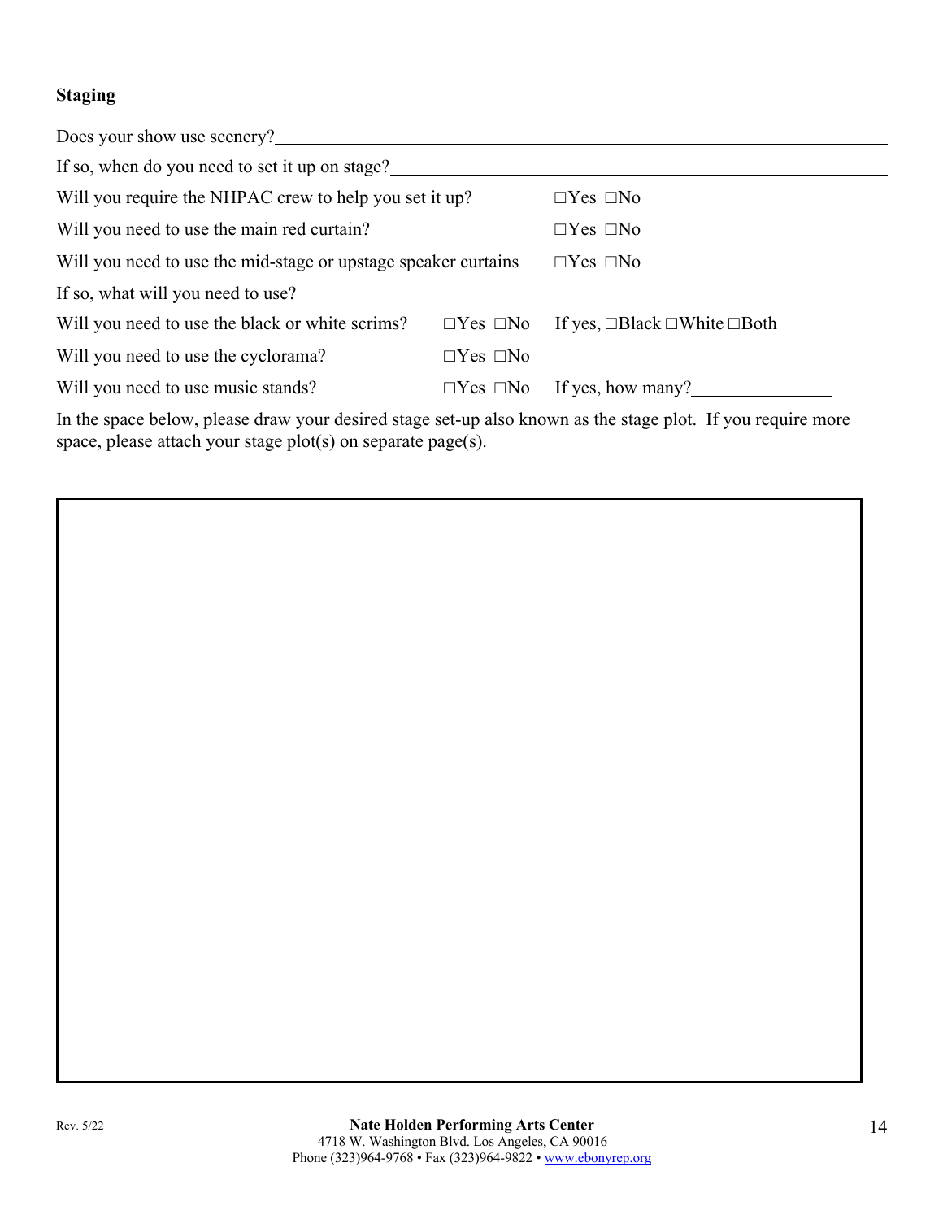**Staging**

Does your show use scenery?\_\_\_\_\_\_\_\_\_\_\_\_\_\_\_\_\_\_\_\_\_\_\_\_\_\_\_\_\_\_\_\_\_\_\_\_\_\_\_\_

If so, when do you need to set it up on stage?\_\_\_\_\_\_\_\_\_\_\_\_\_\_\_\_\_\_\_\_\_\_\_\_\_\_\_\_\_\_\_\_

Will you require the NHPAC crew to help you set it up? ☐Yes ☐No

Will you need to use the main red curtain? ☐Yes ☐No

Will you need to use the mid-stage or upstage speaker curtains ☐Yes ☐No

If so, what will you need to use?\_\_\_\_\_\_\_\_\_\_\_\_\_\_\_\_\_\_\_\_\_\_\_\_\_\_\_\_\_\_\_\_\_\_\_\_\_\_

Will you need to use the black or white scrims? ☐Yes ☐No If yes, ☐Black ☐White ☐Both

Will you need to use the cyclorama? ☐Yes ☐No

Will you need to use music stands? ☐Yes ☐No If yes, how many?\_\_\_\_\_\_\_\_\_\_\_\_\_\_\_

In the space below, please draw your desired stage set-up also known as the stage plot. If you require more space, please attach your stage plot(s) on separate page(s).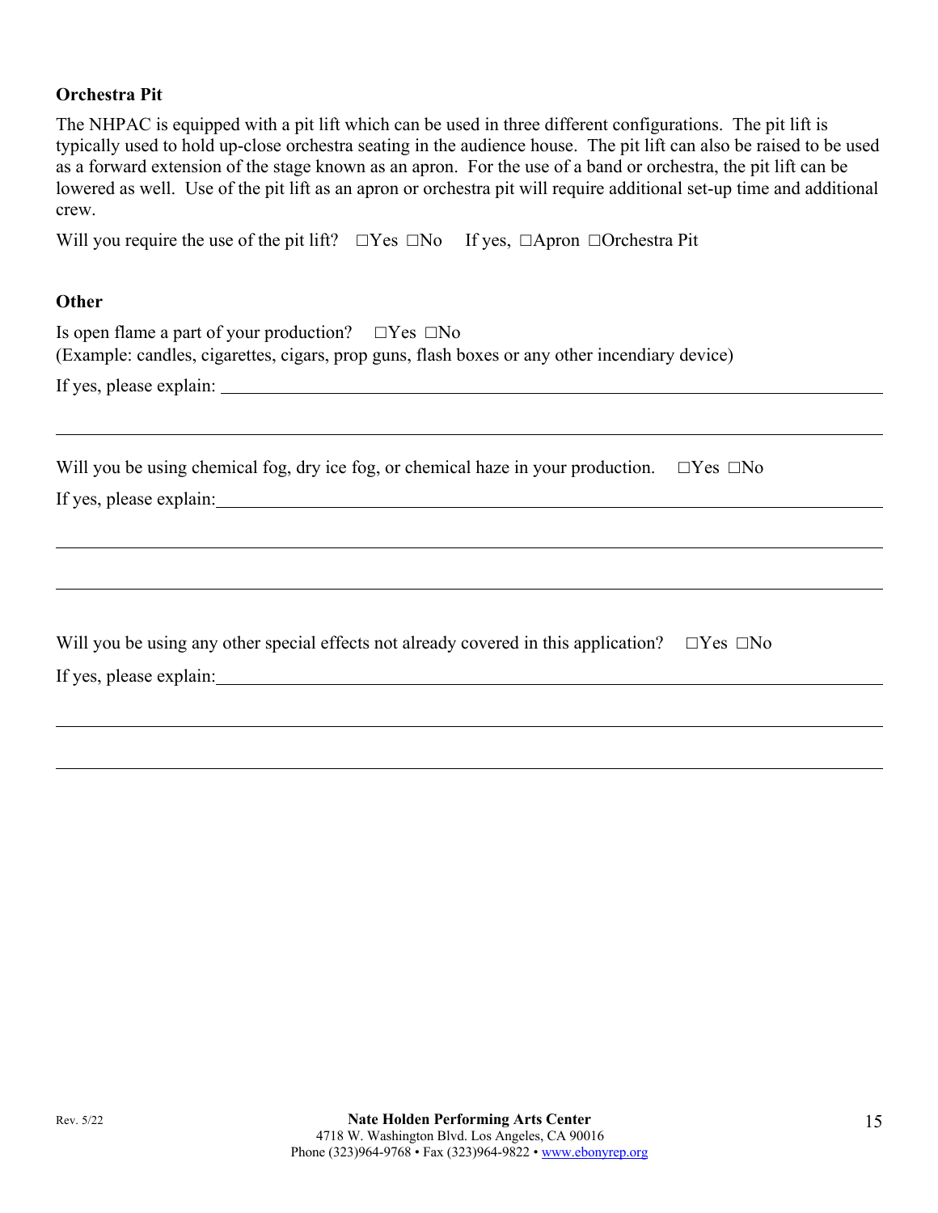**Orchestra Pit**

The NHPAC is equipped with a pit lift which can be used in three different configurations. The pit lift is typically used to hold up-close orchestra seating in the audience house. The pit lift can also be raised to be used as a forward extension of the stage known as an apron. For the use of a band or orchestra, the pit lift can be lowered as well. Use of the pit lift as an apron or orchestra pit will require additional set-up time and additional crew.

Will you require the use of the pit lift? ☐Yes ☐No If yes, ☐Apron ☐Orchestra Pit

**Other**

Is open flame a part of your production? ☐Yes ☐No
(Example: candles, cigarettes, cigars, prop guns, flash boxes or any other incendiary device)

If yes, please explain: ______________________________________________________________

______________________________________________________________

Will you be using chemical fog, dry ice fog, or chemical haze in your production. ☐Yes ☐No

If yes, please explain: ______________________________________________________________

______________________________________________________________

______________________________________________________________

Will you be using any other special effects not already covered in this application? ☐Yes ☐No

If yes, please explain: ______________________________________________________________

______________________________________________________________

______________________________________________________________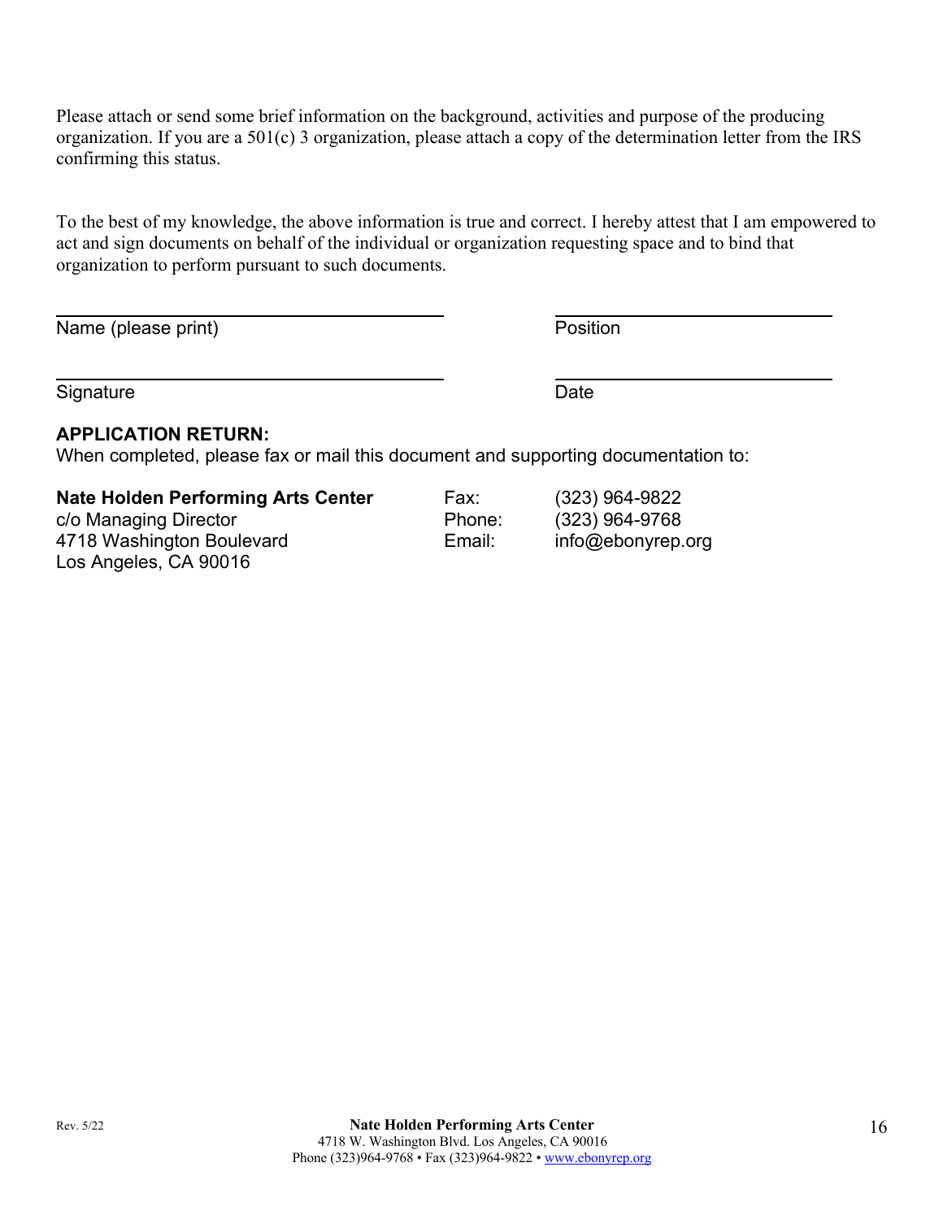Please attach or send some brief information on the background, activities and purpose of the producing organization. If you are a 501(c) 3 organization, please attach a copy of the determination letter from the IRS confirming this status.

To the best of my knowledge, the above information is true and correct. I hereby attest that I am empowered to act and sign documents on behalf of the individual or organization requesting space and to bind that organization to perform pursuant to such documents.

| | |
|---|---|
| \_\_\_\_\_\_\_\_\_\_\_\_\_\_\_\_\_\_\_\_\_\_\_\_\_\_\_\_\_\_\_\_ | \_\_\_\_\_\_\_\_\_\_\_\_\_\_\_\_\_\_\_\_\_\_ |
| Name (please print) | Position |
| \_\_\_\_\_\_\_\_\_\_\_\_\_\_\_\_\_\_\_\_\_\_\_\_\_\_\_\_\_\_\_\_ | \_\_\_\_\_\_\_\_\_\_\_\_\_\_\_\_\_\_\_\_\_\_ |
| Signature | Date |

**APPLICATION RETURN:**
When completed, please fax or mail this document and supporting documentation to:

| | | |
|---|---|---|
| **Nate Holden Performing Arts Center** | Fax: | (323) 964-9822 |
| c/o Managing Director | Phone: | (323) 964-9768 |
| 4718 Washington Boulevard | Email: | info@ebonyrep.org |
| Los Angeles, CA 90016 | | |